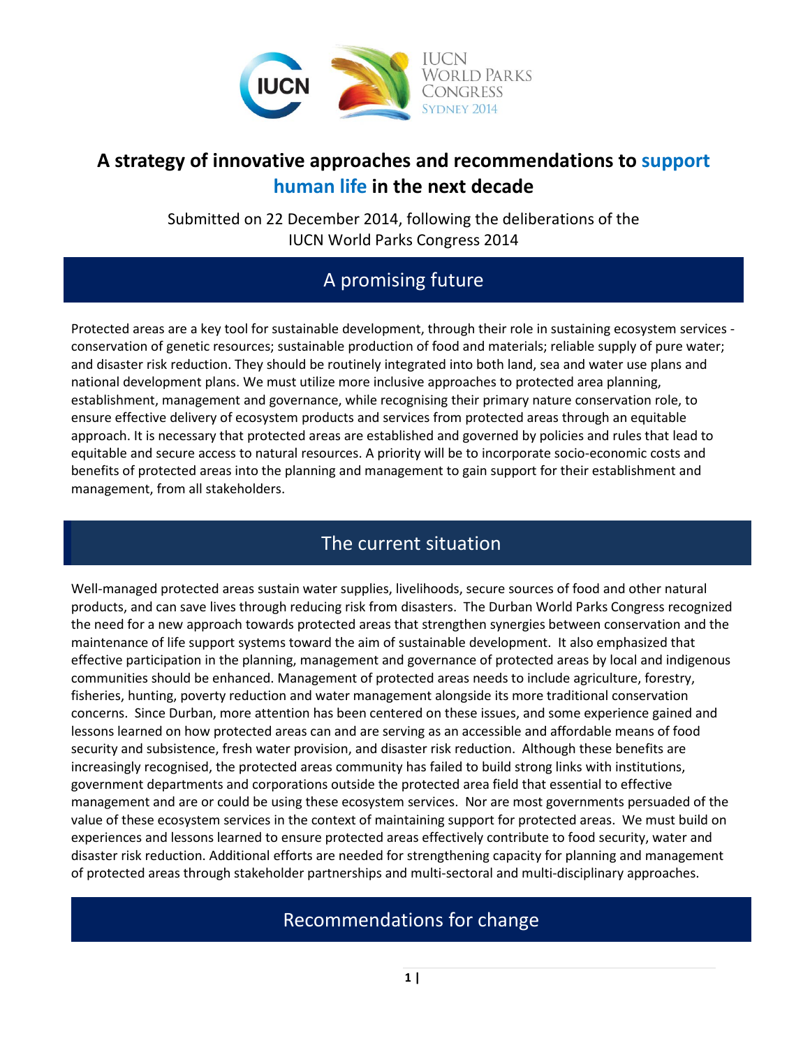IUCN WORLD PARKS CONGRESS SYDNEY 2014

# A strategy of innovative approaches and recommendations to support human life in the next decade

Submitted on 22 December 2014, following the deliberations of the IUCN World Parks Congress 2014

## A promising future

Protected areas are a key tool for sustainable development, through their role in sustaining ecosystem services - conservation of genetic resources; sustainable production of food and materials; reliable supply of pure water; and disaster risk reduction. They should be routinely integrated into both land, sea and water use plans and national development plans. We must utilize more inclusive approaches to protected area planning, establishment, management and governance, while recognising their primary nature conservation role, to ensure effective delivery of ecosystem products and services from protected areas through an equitable approach. It is necessary that protected areas are established and governed by policies and rules that lead to equitable and secure access to natural resources. A priority will be to incorporate socio-economic costs and benefits of protected areas into the planning and management to gain support for their establishment and management, from all stakeholders.

## The current situation

Well-managed protected areas sustain water supplies, livelihoods, secure sources of food and other natural products, and can save lives through reducing risk from disasters. The Durban World Parks Congress recognized the need for a new approach towards protected areas that strengthen synergies between conservation and the maintenance of life support systems toward the aim of sustainable development. It also emphasized that effective participation in the planning, management and governance of protected areas by local and indigenous communities should be enhanced. Management of protected areas needs to include agriculture, forestry, fisheries, hunting, poverty reduction and water management alongside its more traditional conservation concerns. Since Durban, more attention has been centered on these issues, and some experience gained and lessons learned on how protected areas can and are serving as an accessible and affordable means of food security and subsistence, fresh water provision, and disaster risk reduction. Although these benefits are increasingly recognised, the protected areas community has failed to build strong links with institutions, government departments and corporations outside the protected area field that essential to effective management and are or could be using these ecosystem services. Nor are most governments persuaded of the value of these ecosystem services in the context of maintaining support for protected areas. We must build on experiences and lessons learned to ensure protected areas effectively contribute to food security, water and disaster risk reduction. Additional efforts are needed for strengthening capacity for planning and management of protected areas through stakeholder partnerships and multi-sectoral and multi-disciplinary approaches.

## Recommendations for change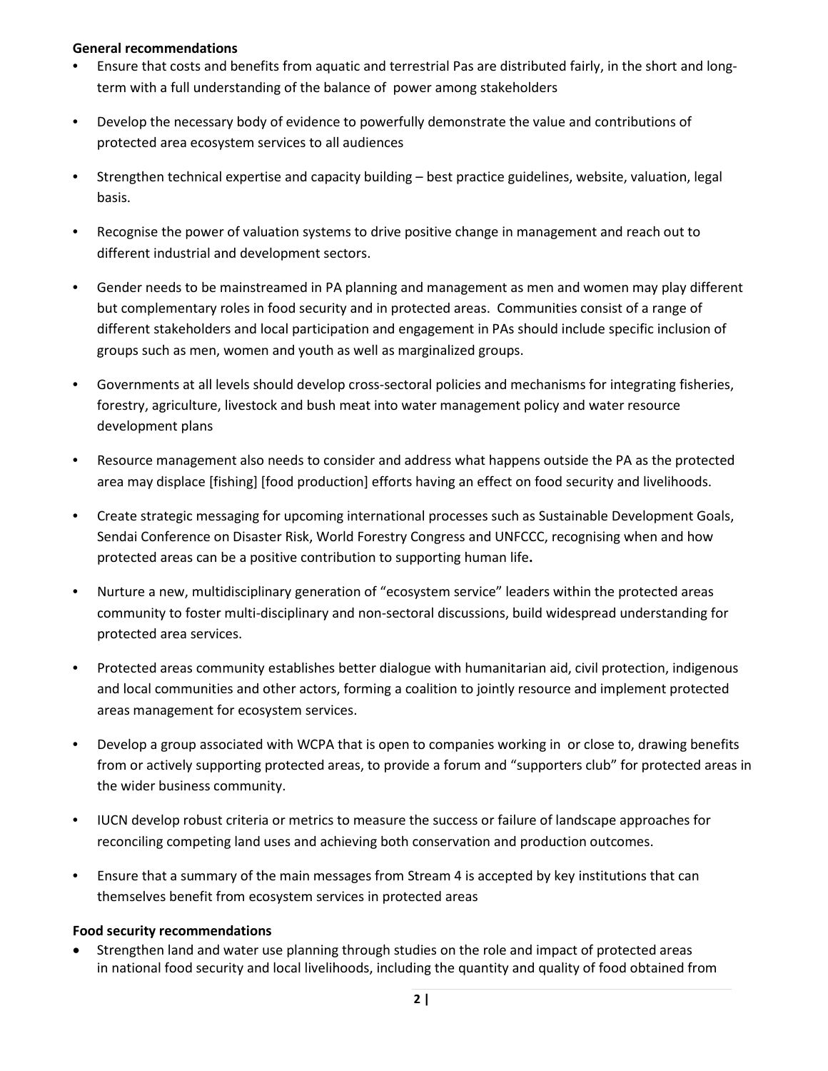**General recommendations**

- Ensure that costs and benefits from aquatic and terrestrial Pas are distributed fairly, in the short and long-term with a full understanding of the balance of power among stakeholders
- Develop the necessary body of evidence to powerfully demonstrate the value and contributions of protected area ecosystem services to all audiences
- Strengthen technical expertise and capacity building – best practice guidelines, website, valuation, legal basis.
- Recognise the power of valuation systems to drive positive change in management and reach out to different industrial and development sectors.
- Gender needs to be mainstreamed in PA planning and management as men and women may play different but complementary roles in food security and in protected areas. Communities consist of a range of different stakeholders and local participation and engagement in PAs should include specific inclusion of groups such as men, women and youth as well as marginalized groups.
- Governments at all levels should develop cross-sectoral policies and mechanisms for integrating fisheries, forestry, agriculture, livestock and bush meat into water management policy and water resource development plans
- Resource management also needs to consider and address what happens outside the PA as the protected area may displace [fishing] [food production] efforts having an effect on food security and livelihoods.
- Create strategic messaging for upcoming international processes such as Sustainable Development Goals, Sendai Conference on Disaster Risk, World Forestry Congress and UNFCCC, recognising when and how protected areas can be a positive contribution to supporting human life**.**
- Nurture a new, multidisciplinary generation of "ecosystem service" leaders within the protected areas community to foster multi-disciplinary and non-sectoral discussions, build widespread understanding for protected area services.
- Protected areas community establishes better dialogue with humanitarian aid, civil protection, indigenous and local communities and other actors, forming a coalition to jointly resource and implement protected areas management for ecosystem services.
- Develop a group associated with WCPA that is open to companies working in or close to, drawing benefits from or actively supporting protected areas, to provide a forum and "supporters club" for protected areas in the wider business community.
- IUCN develop robust criteria or metrics to measure the success or failure of landscape approaches for reconciling competing land uses and achieving both conservation and production outcomes.
- Ensure that a summary of the main messages from Stream 4 is accepted by key institutions that can themselves benefit from ecosystem services in protected areas

**Food security recommendations**

- Strengthen land and water use planning through studies on the role and impact of protected areas in national food security and local livelihoods, including the quantity and quality of food obtained from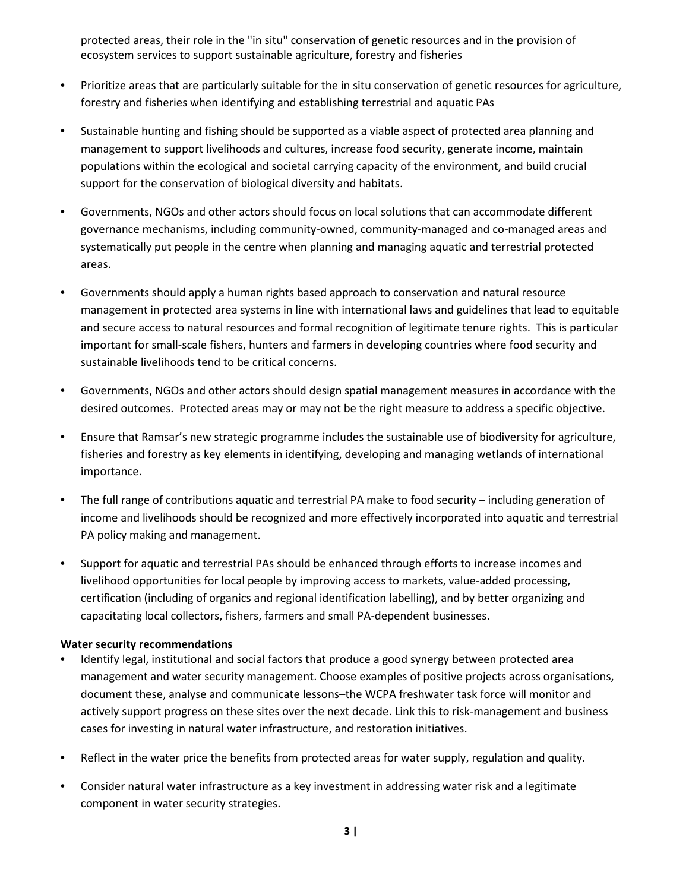protected areas, their role in the "in situ" conservation of genetic resources and in the provision of ecosystem services to support sustainable agriculture, forestry and fisheries

- Prioritize areas that are particularly suitable for the in situ conservation of genetic resources for agriculture, forestry and fisheries when identifying and establishing terrestrial and aquatic PAs
- Sustainable hunting and fishing should be supported as a viable aspect of protected area planning and management to support livelihoods and cultures, increase food security, generate income, maintain populations within the ecological and societal carrying capacity of the environment, and build crucial support for the conservation of biological diversity and habitats.
- Governments, NGOs and other actors should focus on local solutions that can accommodate different governance mechanisms, including community-owned, community-managed and co-managed areas and systematically put people in the centre when planning and managing aquatic and terrestrial protected areas.
- Governments should apply a human rights based approach to conservation and natural resource management in protected area systems in line with international laws and guidelines that lead to equitable and secure access to natural resources and formal recognition of legitimate tenure rights. This is particular important for small-scale fishers, hunters and farmers in developing countries where food security and sustainable livelihoods tend to be critical concerns.
- Governments, NGOs and other actors should design spatial management measures in accordance with the desired outcomes. Protected areas may or may not be the right measure to address a specific objective.
- Ensure that Ramsar's new strategic programme includes the sustainable use of biodiversity for agriculture, fisheries and forestry as key elements in identifying, developing and managing wetlands of international importance.
- The full range of contributions aquatic and terrestrial PA make to food security – including generation of income and livelihoods should be recognized and more effectively incorporated into aquatic and terrestrial PA policy making and management.
- Support for aquatic and terrestrial PAs should be enhanced through efforts to increase incomes and livelihood opportunities for local people by improving access to markets, value-added processing, certification (including of organics and regional identification labelling), and by better organizing and capacitating local collectors, fishers, farmers and small PA-dependent businesses.

**Water security recommendations**

- Identify legal, institutional and social factors that produce a good synergy between protected area management and water security management. Choose examples of positive projects across organisations, document these, analyse and communicate lessons–the WCPA freshwater task force will monitor and actively support progress on these sites over the next decade. Link this to risk-management and business cases for investing in natural water infrastructure, and restoration initiatives.
- Reflect in the water price the benefits from protected areas for water supply, regulation and quality.
- Consider natural water infrastructure as a key investment in addressing water risk and a legitimate component in water security strategies.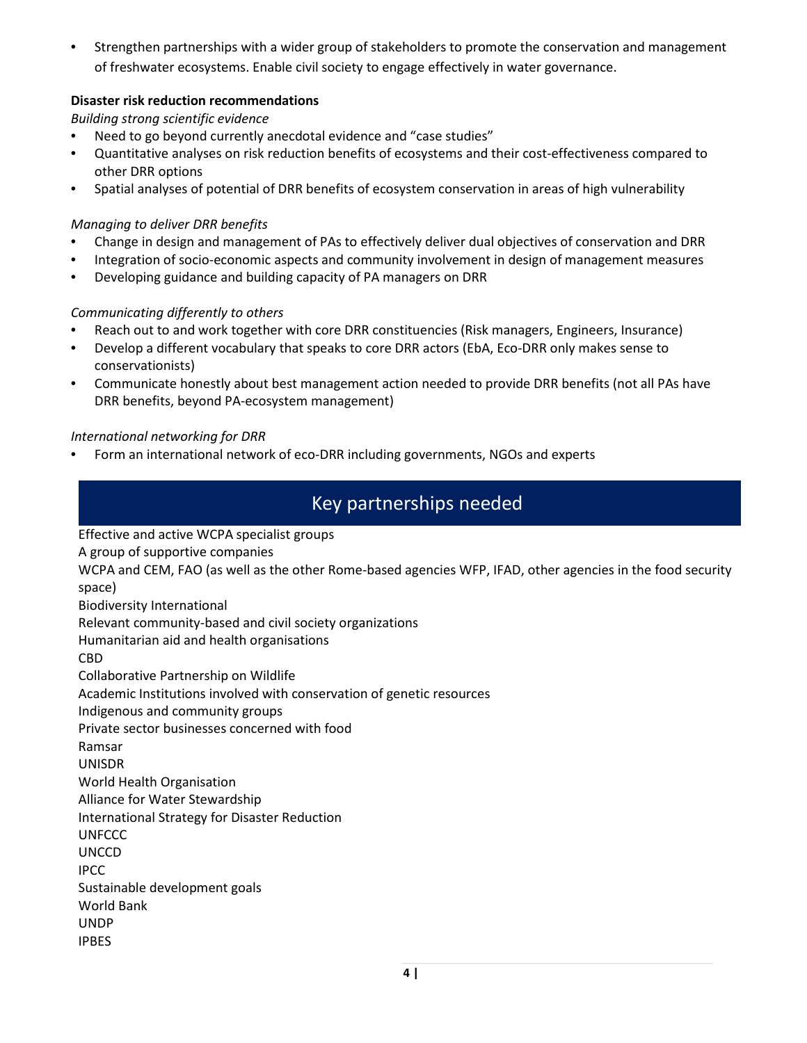- Strengthen partnerships with a wider group of stakeholders to promote the conservation and management of freshwater ecosystems. Enable civil society to engage effectively in water governance.

**Disaster risk reduction recommendations**

*Building strong scientific evidence*

- Need to go beyond currently anecdotal evidence and "case studies"
- Quantitative analyses on risk reduction benefits of ecosystems and their cost-effectiveness compared to other DRR options
- Spatial analyses of potential of DRR benefits of ecosystem conservation in areas of high vulnerability

*Managing to deliver DRR benefits*

- Change in design and management of PAs to effectively deliver dual objectives of conservation and DRR
- Integration of socio-economic aspects and community involvement in design of management measures
- Developing guidance and building capacity of PA managers on DRR

*Communicating differently to others*

- Reach out to and work together with core DRR constituencies (Risk managers, Engineers, Insurance)
- Develop a different vocabulary that speaks to core DRR actors (EbA, Eco-DRR only makes sense to conservationists)
- Communicate honestly about best management action needed to provide DRR benefits (not all PAs have DRR benefits, beyond PA-ecosystem management)

*International networking for DRR*

- Form an international network of eco-DRR including governments, NGOs and experts

## Key partnerships needed

Effective and active WCPA specialist groups

A group of supportive companies

WCPA and CEM, FAO (as well as the other Rome-based agencies WFP, IFAD, other agencies in the food security space)

Biodiversity International

Relevant community-based and civil society organizations

Humanitarian aid and health organisations

CBD

Collaborative Partnership on Wildlife

Academic Institutions involved with conservation of genetic resources

Indigenous and community groups

Private sector businesses concerned with food

Ramsar

UNISDR

World Health Organisation

Alliance for Water Stewardship

International Strategy for Disaster Reduction

UNFCCC

UNCCD

IPCC

Sustainable development goals

World Bank

UNDP

IPBES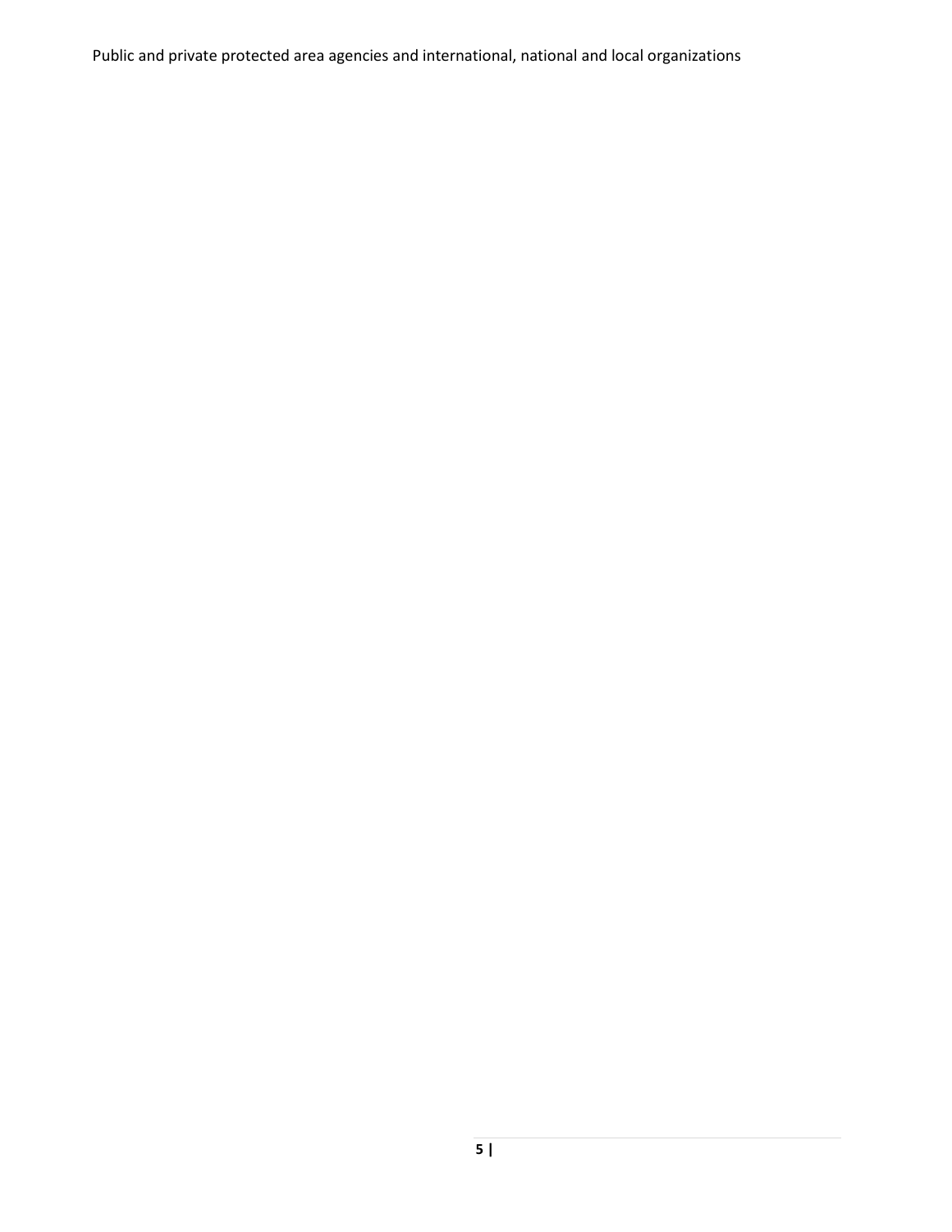Public and private protected area agencies and international, national and local organizations